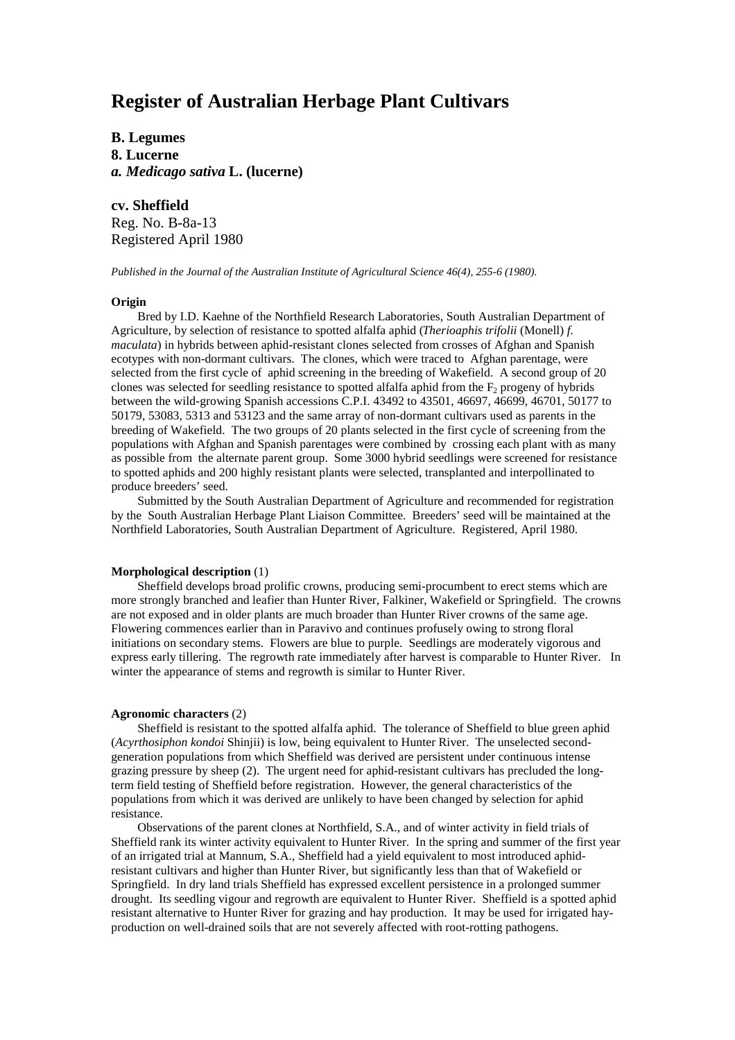# Register of Australian Herbage Plant Cultivars

**B. Legumes**
**8. Lucerne**
***a. Medicago sativa* L. (lucerne)**

**cv. Sheffield**
Reg. No. B-8a-13
Registered April 1980

*Published in the Journal of the Australian Institute of Agricultural Science 46(4), 255-6 (1980).*

**Origin**

Bred by I.D. Kaehne of the Northfield Research Laboratories, South Australian Department of Agriculture, by selection of resistance to spotted alfalfa aphid (*Therioaphis trifolii* (Monell) *f. maculata*) in hybrids between aphid-resistant clones selected from crosses of Afghan and Spanish ecotypes with non-dormant cultivars. The clones, which were traced to Afghan parentage, were selected from the first cycle of aphid screening in the breeding of Wakefield. A second group of 20 clones was selected for seedling resistance to spotted alfalfa aphid from the $F_2$ progeny of hybrids between the wild-growing Spanish accessions C.P.I. 43492 to 43501, 46697, 46699, 46701, 50177 to 50179, 53083, 5313 and 53123 and the same array of non-dormant cultivars used as parents in the breeding of Wakefield. The two groups of 20 plants selected in the first cycle of screening from the populations with Afghan and Spanish parentages were combined by crossing each plant with as many as possible from the alternate parent group. Some 3000 hybrid seedlings were screened for resistance to spotted aphids and 200 highly resistant plants were selected, transplanted and interpollinated to produce breeders' seed.

Submitted by the South Australian Department of Agriculture and recommended for registration by the South Australian Herbage Plant Liaison Committee. Breeders' seed will be maintained at the Northfield Laboratories, South Australian Department of Agriculture. Registered, April 1980.

**Morphological description** (1)

Sheffield develops broad prolific crowns, producing semi-procumbent to erect stems which are more strongly branched and leafier than Hunter River, Falkiner, Wakefield or Springfield. The crowns are not exposed and in older plants are much broader than Hunter River crowns of the same age. Flowering commences earlier than in Paravivo and continues profusely owing to strong floral initiations on secondary stems. Flowers are blue to purple. Seedlings are moderately vigorous and express early tillering. The regrowth rate immediately after harvest is comparable to Hunter River. In winter the appearance of stems and regrowth is similar to Hunter River.

**Agronomic characters** (2)

Sheffield is resistant to the spotted alfalfa aphid. The tolerance of Sheffield to blue green aphid (*Acyrthosiphon kondoi* Shinjii) is low, being equivalent to Hunter River. The unselected second-generation populations from which Sheffield was derived are persistent under continuous intense grazing pressure by sheep (2). The urgent need for aphid-resistant cultivars has precluded the long-term field testing of Sheffield before registration. However, the general characteristics of the populations from which it was derived are unlikely to have been changed by selection for aphid resistance.

Observations of the parent clones at Northfield, S.A., and of winter activity in field trials of Sheffield rank its winter activity equivalent to Hunter River. In the spring and summer of the first year of an irrigated trial at Mannum, S.A., Sheffield had a yield equivalent to most introduced aphid-resistant cultivars and higher than Hunter River, but significantly less than that of Wakefield or Springfield. In dry land trials Sheffield has expressed excellent persistence in a prolonged summer drought. Its seedling vigour and regrowth are equivalent to Hunter River. Sheffield is a spotted aphid resistant alternative to Hunter River for grazing and hay production. It may be used for irrigated hay-production on well-drained soils that are not severely affected with root-rotting pathogens.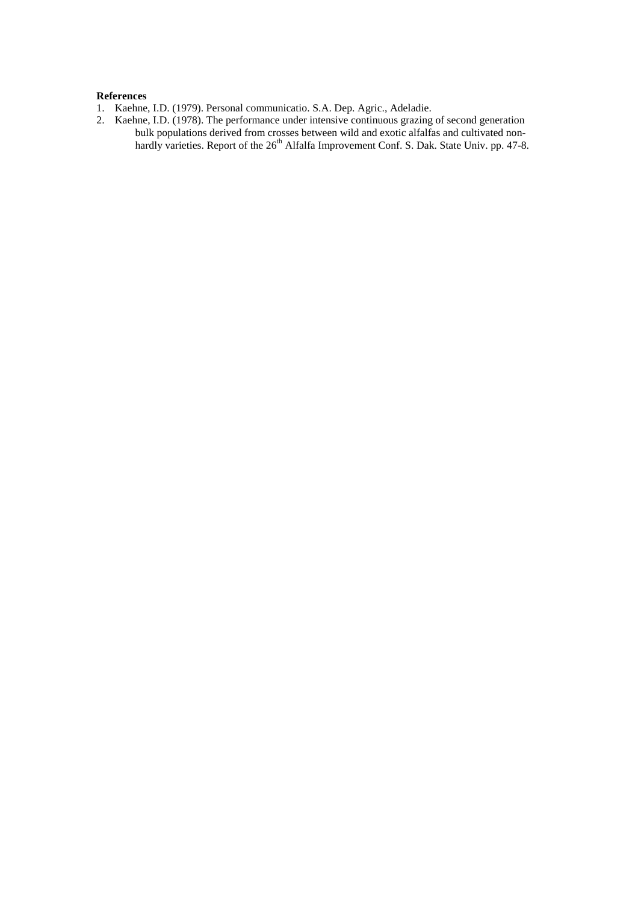**References**

1. Kaehne, I.D. (1979). Personal communicatio. S.A. Dep. Agric., Adeladie.
2. Kaehne, I.D. (1978). The performance under intensive continuous grazing of second generation bulk populations derived from crosses between wild and exotic alfalfas and cultivated non-hardly varieties. Report of the 26th Alfalfa Improvement Conf. S. Dak. State Univ. pp. 47-8.